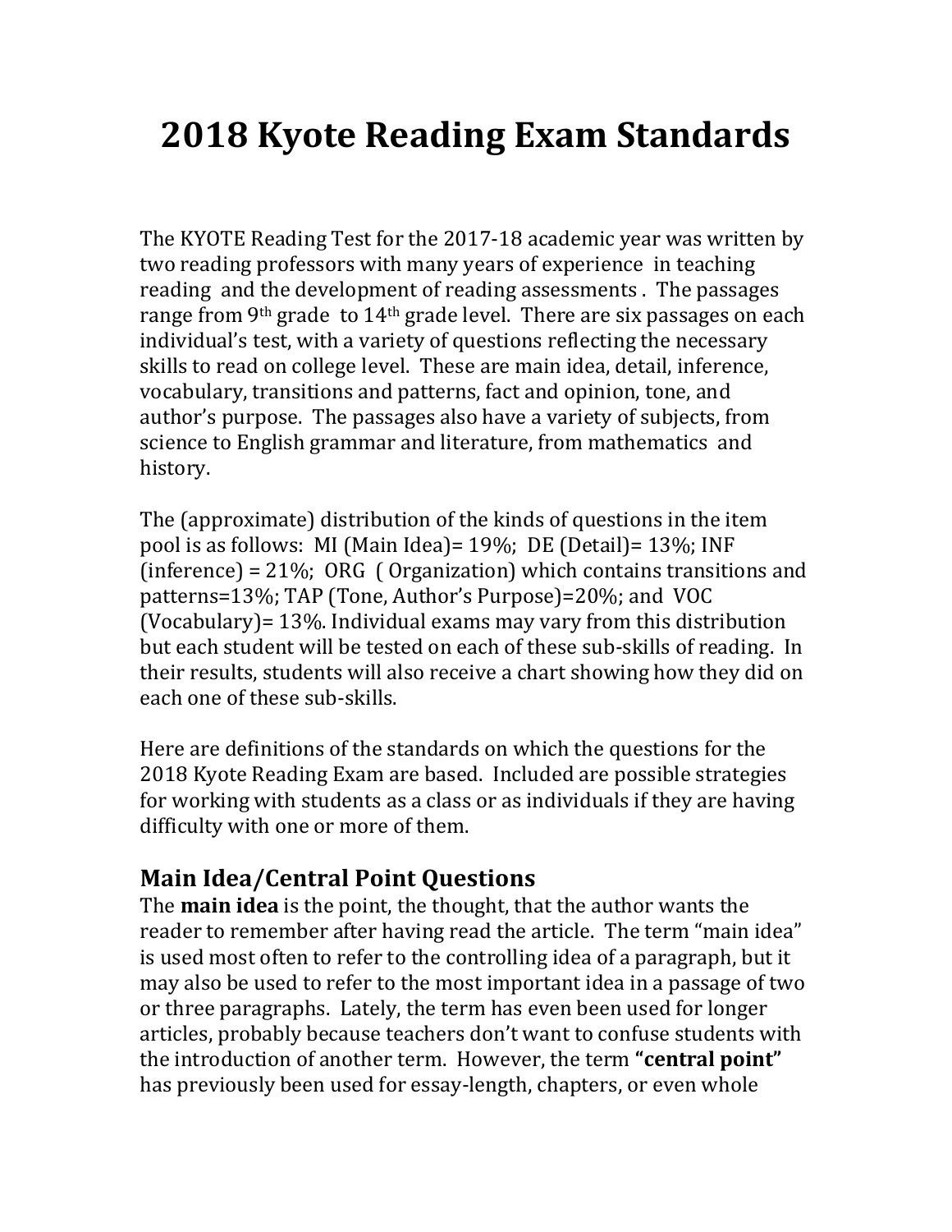# 2018 Kyote Reading Exam Standards

The KYOTE Reading Test for the 2017-18 academic year was written by two reading professors with many years of experience in teaching reading and the development of reading assessments . The passages range from 9th grade to 14th grade level. There are six passages on each individual's test, with a variety of questions reflecting the necessary skills to read on college level. These are main idea, detail, inference, vocabulary, transitions and patterns, fact and opinion, tone, and author's purpose. The passages also have a variety of subjects, from science to English grammar and literature, from mathematics and history.

The (approximate) distribution of the kinds of questions in the item pool is as follows: MI (Main Idea)= 19%; DE (Detail)= 13%; INF (inference) = 21%; ORG ( Organization) which contains transitions and patterns=13%; TAP (Tone, Author's Purpose)=20%; and VOC (Vocabulary)= 13%. Individual exams may vary from this distribution but each student will be tested on each of these sub-skills of reading. In their results, students will also receive a chart showing how they did on each one of these sub-skills.

Here are definitions of the standards on which the questions for the 2018 Kyote Reading Exam are based. Included are possible strategies for working with students as a class or as individuals if they are having difficulty with one or more of them.

## Main Idea/Central Point Questions

The **main idea** is the point, the thought, that the author wants the reader to remember after having read the article. The term "main idea" is used most often to refer to the controlling idea of a paragraph, but it may also be used to refer to the most important idea in a passage of two or three paragraphs. Lately, the term has even been used for longer articles, probably because teachers don't want to confuse students with the introduction of another term. However, the term **"central point"** has previously been used for essay-length, chapters, or even whole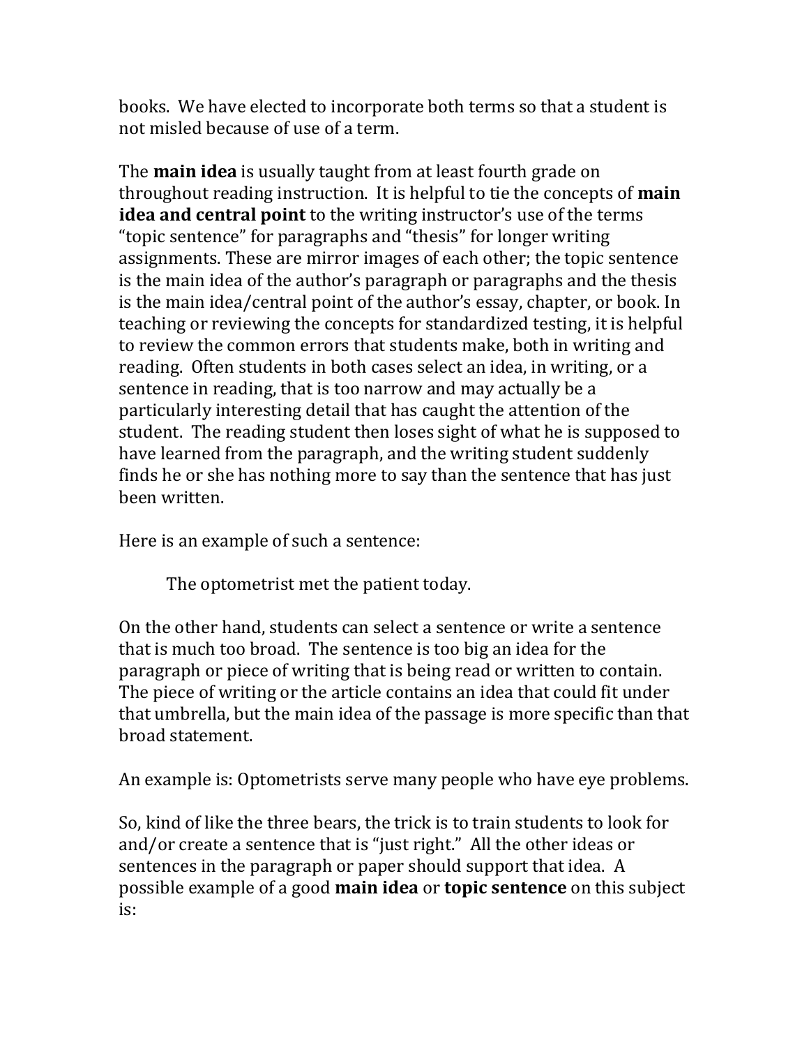books. We have elected to incorporate both terms so that a student is not misled because of use of a term.

The **main idea** is usually taught from at least fourth grade on throughout reading instruction. It is helpful to tie the concepts of **main idea and central point** to the writing instructor's use of the terms "topic sentence" for paragraphs and "thesis" for longer writing assignments. These are mirror images of each other; the topic sentence is the main idea of the author's paragraph or paragraphs and the thesis is the main idea/central point of the author's essay, chapter, or book. In teaching or reviewing the concepts for standardized testing, it is helpful to review the common errors that students make, both in writing and reading. Often students in both cases select an idea, in writing, or a sentence in reading, that is too narrow and may actually be a particularly interesting detail that has caught the attention of the student. The reading student then loses sight of what he is supposed to have learned from the paragraph, and the writing student suddenly finds he or she has nothing more to say than the sentence that has just been written.

Here is an example of such a sentence:

> The optometrist met the patient today.

On the other hand, students can select a sentence or write a sentence that is much too broad. The sentence is too big an idea for the paragraph or piece of writing that is being read or written to contain. The piece of writing or the article contains an idea that could fit under that umbrella, but the main idea of the passage is more specific than that broad statement.

An example is: Optometrists serve many people who have eye problems.

So, kind of like the three bears, the trick is to train students to look for and/or create a sentence that is "just right." All the other ideas or sentences in the paragraph or paper should support that idea. A possible example of a good **main idea** or **topic sentence** on this subject is: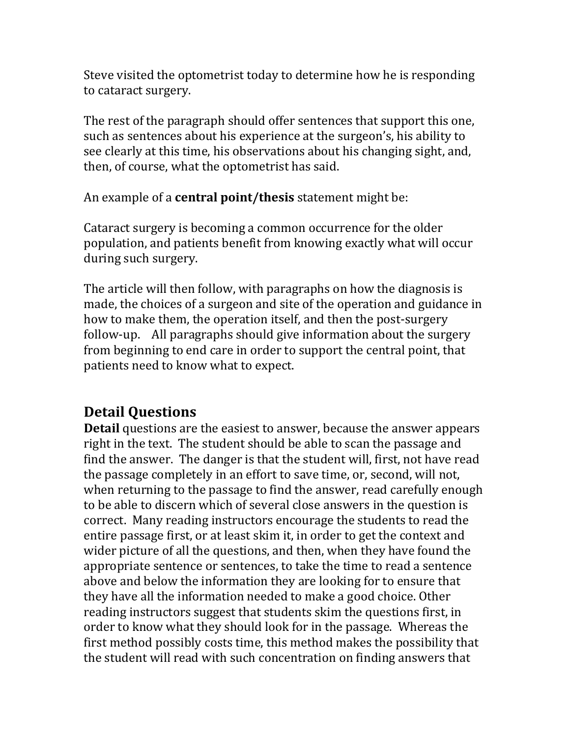Steve visited the optometrist today to determine how he is responding to cataract surgery.

The rest of the paragraph should offer sentences that support this one, such as sentences about his experience at the surgeon's, his ability to see clearly at this time, his observations about his changing sight, and, then, of course, what the optometrist has said.

An example of a **central point/thesis** statement might be:

Cataract surgery is becoming a common occurrence for the older population, and patients benefit from knowing exactly what will occur during such surgery.

The article will then follow, with paragraphs on how the diagnosis is made, the choices of a surgeon and site of the operation and guidance in how to make them, the operation itself, and then the post-surgery follow-up. All paragraphs should give information about the surgery from beginning to end care in order to support the central point, that patients need to know what to expect.

## Detail Questions

**Detail** questions are the easiest to answer, because the answer appears right in the text. The student should be able to scan the passage and find the answer. The danger is that the student will, first, not have read the passage completely in an effort to save time, or, second, will not, when returning to the passage to find the answer, read carefully enough to be able to discern which of several close answers in the question is correct. Many reading instructors encourage the students to read the entire passage first, or at least skim it, in order to get the context and wider picture of all the questions, and then, when they have found the appropriate sentence or sentences, to take the time to read a sentence above and below the information they are looking for to ensure that they have all the information needed to make a good choice. Other reading instructors suggest that students skim the questions first, in order to know what they should look for in the passage. Whereas the first method possibly costs time, this method makes the possibility that the student will read with such concentration on finding answers that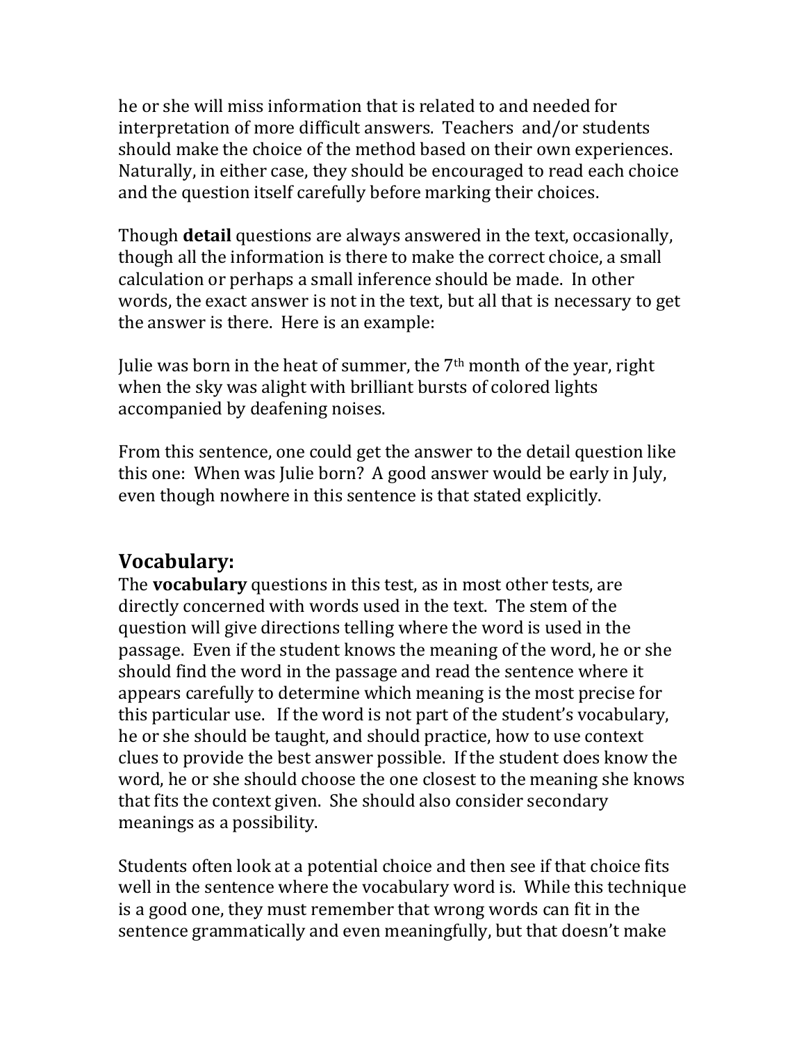he or she will miss information that is related to and needed for interpretation of more difficult answers. Teachers and/or students should make the choice of the method based on their own experiences. Naturally, in either case, they should be encouraged to read each choice and the question itself carefully before marking their choices.

Though **detail** questions are always answered in the text, occasionally, though all the information is there to make the correct choice, a small calculation or perhaps a small inference should be made. In other words, the exact answer is not in the text, but all that is necessary to get the answer is there. Here is an example:

Julie was born in the heat of summer, the 7th month of the year, right when the sky was alight with brilliant bursts of colored lights accompanied by deafening noises.

From this sentence, one could get the answer to the detail question like this one: When was Julie born? A good answer would be early in July, even though nowhere in this sentence is that stated explicitly.

## Vocabulary:

The **vocabulary** questions in this test, as in most other tests, are directly concerned with words used in the text. The stem of the question will give directions telling where the word is used in the passage. Even if the student knows the meaning of the word, he or she should find the word in the passage and read the sentence where it appears carefully to determine which meaning is the most precise for this particular use. If the word is not part of the student's vocabulary, he or she should be taught, and should practice, how to use context clues to provide the best answer possible. If the student does know the word, he or she should choose the one closest to the meaning she knows that fits the context given. She should also consider secondary meanings as a possibility.

Students often look at a potential choice and then see if that choice fits well in the sentence where the vocabulary word is. While this technique is a good one, they must remember that wrong words can fit in the sentence grammatically and even meaningfully, but that doesn't make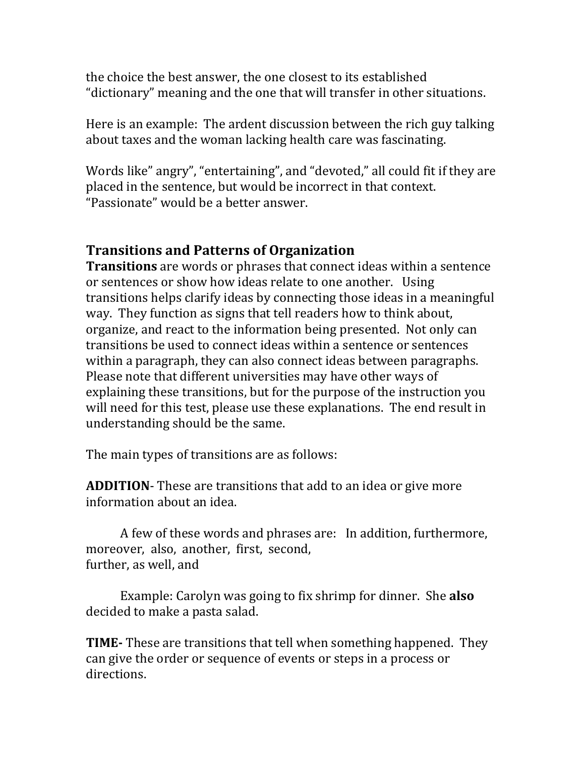the choice the best answer, the one closest to its established "dictionary" meaning and the one that will transfer in other situations.

Here is an example: The ardent discussion between the rich guy talking about taxes and the woman lacking health care was fascinating.

Words like" angry", "entertaining", and "devoted," all could fit if they are placed in the sentence, but would be incorrect in that context. "Passionate" would be a better answer.

## Transitions and Patterns of Organization

**Transitions** are words or phrases that connect ideas within a sentence or sentences or show how ideas relate to one another. Using transitions helps clarify ideas by connecting those ideas in a meaningful way. They function as signs that tell readers how to think about, organize, and react to the information being presented. Not only can transitions be used to connect ideas within a sentence or sentences within a paragraph, they can also connect ideas between paragraphs. Please note that different universities may have other ways of explaining these transitions, but for the purpose of the instruction you will need for this test, please use these explanations. The end result in understanding should be the same.

The main types of transitions are as follows:

**ADDITION**- These are transitions that add to an idea or give more information about an idea.

A few of these words and phrases are: In addition, furthermore, moreover, also, another, first, second, further, as well, and

Example: Carolyn was going to fix shrimp for dinner. She **also** decided to make a pasta salad.

**TIME-** These are transitions that tell when something happened. They can give the order or sequence of events or steps in a process or directions.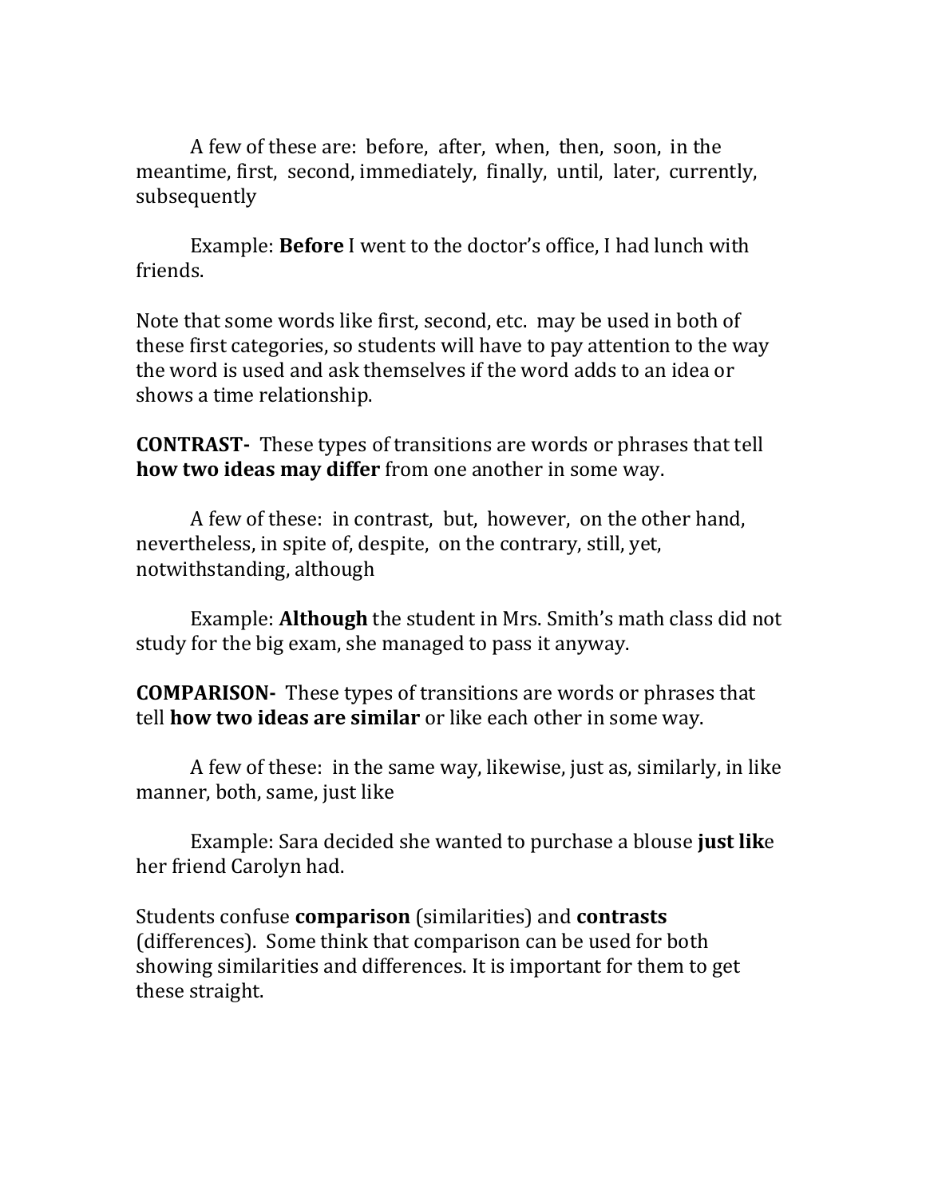A few of these are: before, after, when, then, soon, in the meantime, first, second, immediately, finally, until, later, currently, subsequently

Example: **Before** I went to the doctor's office, I had lunch with friends.

Note that some words like first, second, etc. may be used in both of these first categories, so students will have to pay attention to the way the word is used and ask themselves if the word adds to an idea or shows a time relationship.

**CONTRAST-** These types of transitions are words or phrases that tell **how two ideas may differ** from one another in some way.

A few of these: in contrast, but, however, on the other hand, nevertheless, in spite of, despite, on the contrary, still, yet, notwithstanding, although

Example: **Although** the student in Mrs. Smith's math class did not study for the big exam, she managed to pass it anyway.

**COMPARISON-** These types of transitions are words or phrases that tell **how two ideas are similar** or like each other in some way.

A few of these: in the same way, likewise, just as, similarly, in like manner, both, same, just like

Example: Sara decided she wanted to purchase a blouse **just lik**e her friend Carolyn had.

Students confuse **comparison** (similarities) and **contrasts** (differences). Some think that comparison can be used for both showing similarities and differences. It is important for them to get these straight.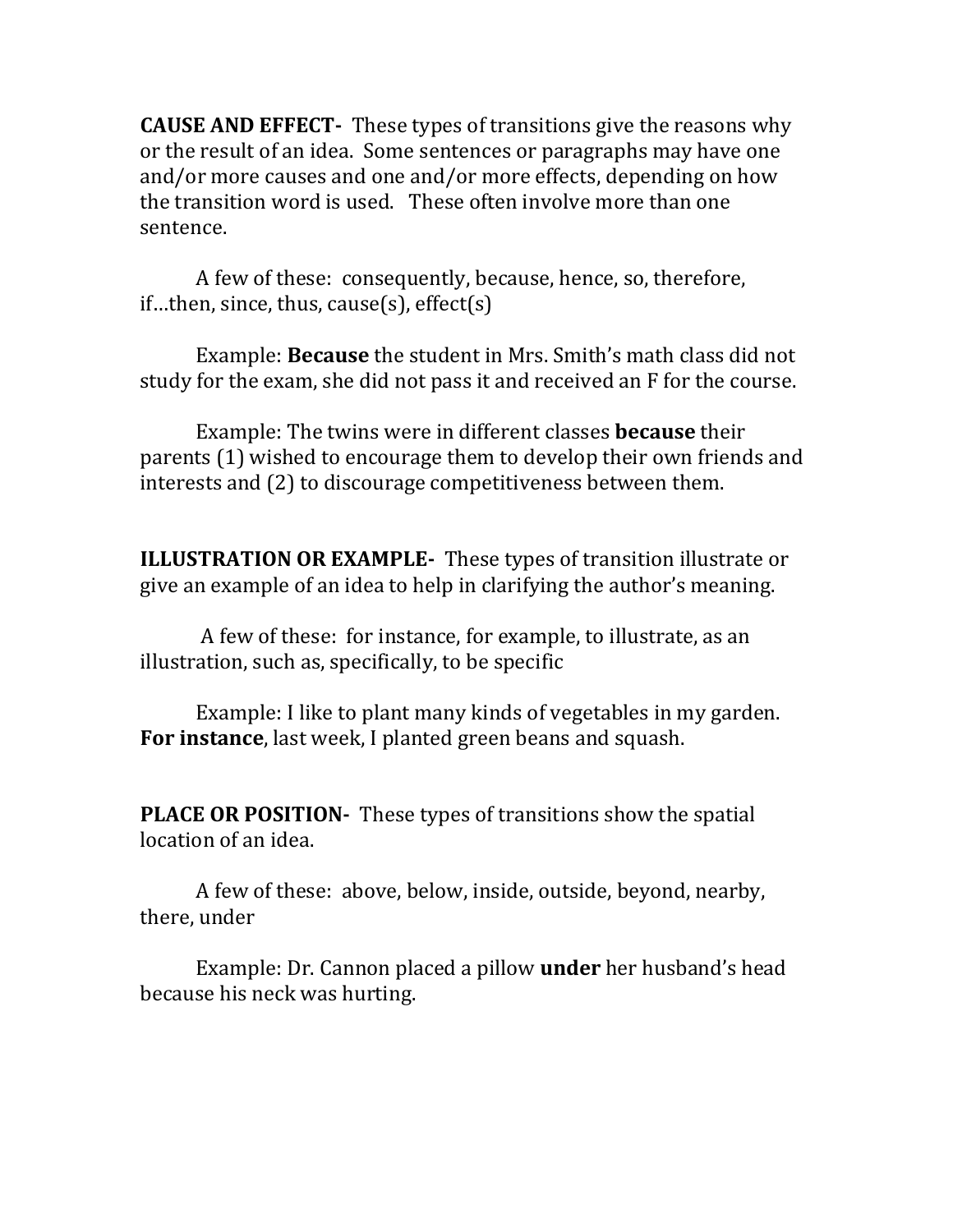**CAUSE AND EFFECT-** These types of transitions give the reasons why or the result of an idea. Some sentences or paragraphs may have one and/or more causes and one and/or more effects, depending on how the transition word is used. These often involve more than one sentence.

A few of these: consequently, because, hence, so, therefore, if…then, since, thus, cause(s), effect(s)

Example: **Because** the student in Mrs. Smith's math class did not study for the exam, she did not pass it and received an F for the course.

Example: The twins were in different classes **because** their parents (1) wished to encourage them to develop their own friends and interests and (2) to discourage competitiveness between them.

**ILLUSTRATION OR EXAMPLE-** These types of transition illustrate or give an example of an idea to help in clarifying the author's meaning.

A few of these: for instance, for example, to illustrate, as an illustration, such as, specifically, to be specific

Example: I like to plant many kinds of vegetables in my garden. **For instance**, last week, I planted green beans and squash.

**PLACE OR POSITION-** These types of transitions show the spatial location of an idea.

A few of these: above, below, inside, outside, beyond, nearby, there, under

Example: Dr. Cannon placed a pillow **under** her husband's head because his neck was hurting.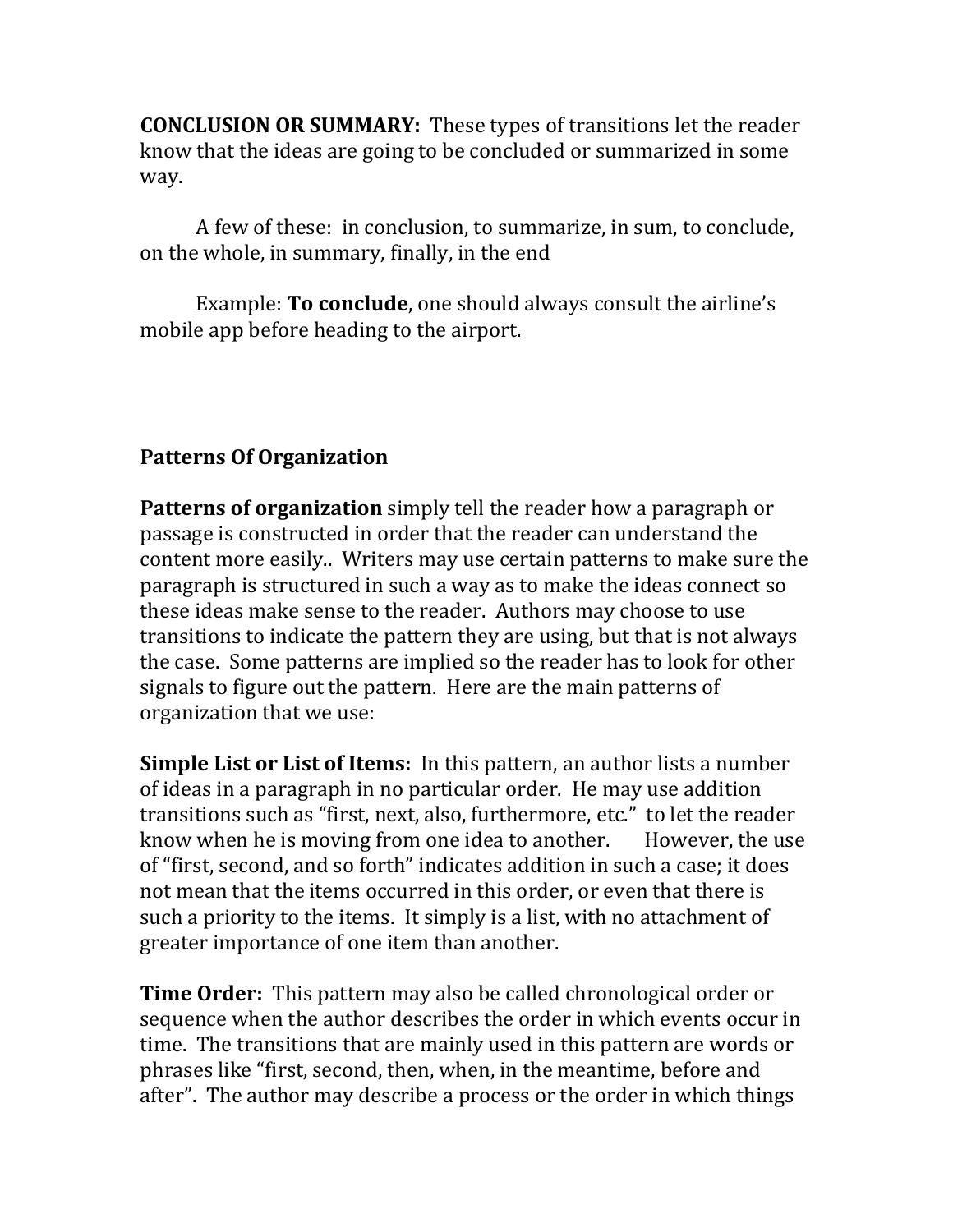**CONCLUSION OR SUMMARY:** These types of transitions let the reader know that the ideas are going to be concluded or summarized in some way.

A few of these: in conclusion, to summarize, in sum, to conclude, on the whole, in summary, finally, in the end

Example: **To conclude**, one should always consult the airline's mobile app before heading to the airport.

## Patterns Of Organization

**Patterns of organization** simply tell the reader how a paragraph or passage is constructed in order that the reader can understand the content more easily.. Writers may use certain patterns to make sure the paragraph is structured in such a way as to make the ideas connect so these ideas make sense to the reader. Authors may choose to use transitions to indicate the pattern they are using, but that is not always the case. Some patterns are implied so the reader has to look for other signals to figure out the pattern. Here are the main patterns of organization that we use:

**Simple List or List of Items:** In this pattern, an author lists a number of ideas in a paragraph in no particular order. He may use addition transitions such as "first, next, also, furthermore, etc." to let the reader know when he is moving from one idea to another. However, the use of "first, second, and so forth" indicates addition in such a case; it does not mean that the items occurred in this order, or even that there is such a priority to the items. It simply is a list, with no attachment of greater importance of one item than another.

**Time Order:** This pattern may also be called chronological order or sequence when the author describes the order in which events occur in time. The transitions that are mainly used in this pattern are words or phrases like "first, second, then, when, in the meantime, before and after". The author may describe a process or the order in which things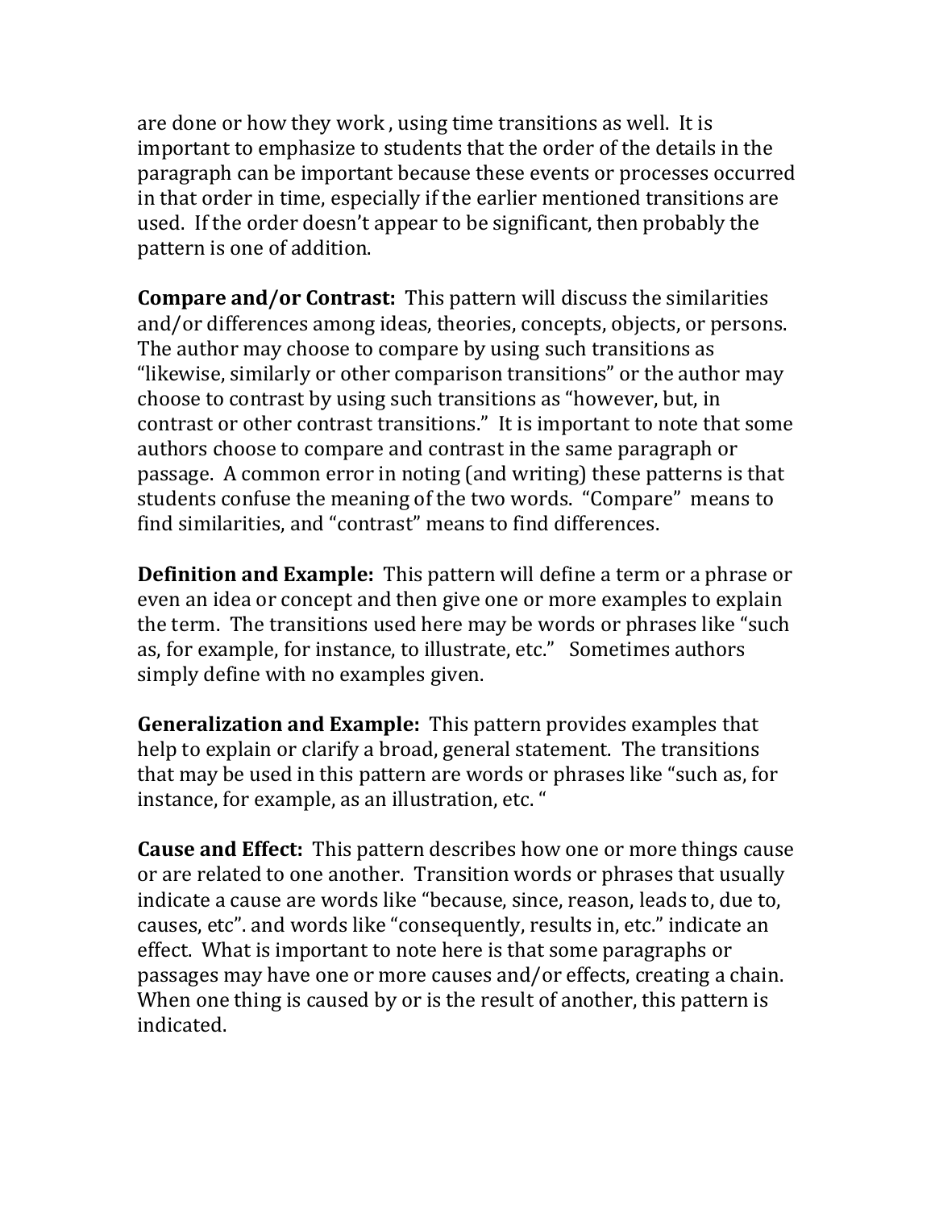are done or how they work , using time transitions as well. It is important to emphasize to students that the order of the details in the paragraph can be important because these events or processes occurred in that order in time, especially if the earlier mentioned transitions are used. If the order doesn't appear to be significant, then probably the pattern is one of addition.

**Compare and/or Contrast:** This pattern will discuss the similarities and/or differences among ideas, theories, concepts, objects, or persons. The author may choose to compare by using such transitions as "likewise, similarly or other comparison transitions" or the author may choose to contrast by using such transitions as "however, but, in contrast or other contrast transitions." It is important to note that some authors choose to compare and contrast in the same paragraph or passage. A common error in noting (and writing) these patterns is that students confuse the meaning of the two words. "Compare" means to find similarities, and "contrast" means to find differences.

**Definition and Example:** This pattern will define a term or a phrase or even an idea or concept and then give one or more examples to explain the term. The transitions used here may be words or phrases like "such as, for example, for instance, to illustrate, etc." Sometimes authors simply define with no examples given.

**Generalization and Example:** This pattern provides examples that help to explain or clarify a broad, general statement. The transitions that may be used in this pattern are words or phrases like "such as, for instance, for example, as an illustration, etc. "

**Cause and Effect:** This pattern describes how one or more things cause or are related to one another. Transition words or phrases that usually indicate a cause are words like "because, since, reason, leads to, due to, causes, etc". and words like "consequently, results in, etc." indicate an effect. What is important to note here is that some paragraphs or passages may have one or more causes and/or effects, creating a chain. When one thing is caused by or is the result of another, this pattern is indicated.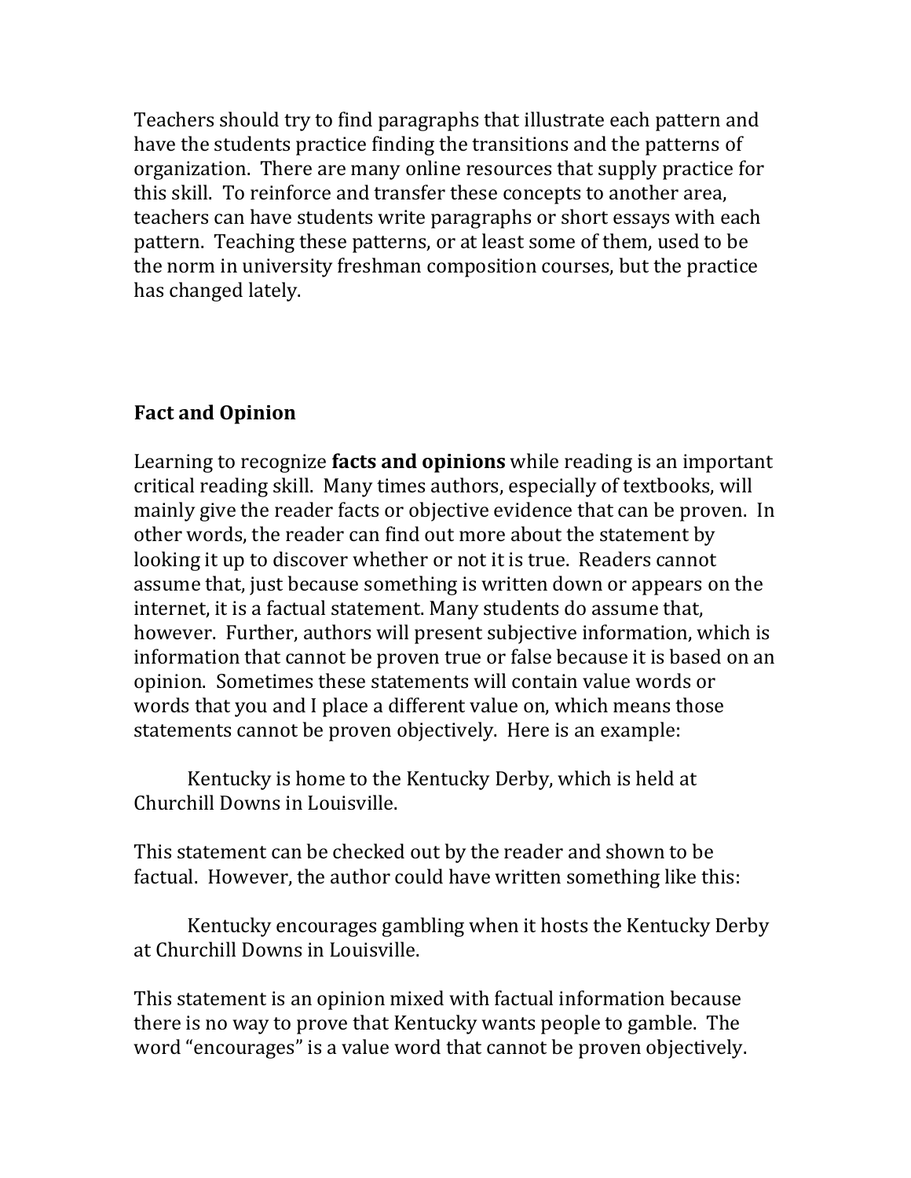Teachers should try to find paragraphs that illustrate each pattern and have the students practice finding the transitions and the patterns of organization. There are many online resources that supply practice for this skill. To reinforce and transfer these concepts to another area, teachers can have students write paragraphs or short essays with each pattern. Teaching these patterns, or at least some of them, used to be the norm in university freshman composition courses, but the practice has changed lately.

## Fact and Opinion

Learning to recognize **facts and opinions** while reading is an important critical reading skill. Many times authors, especially of textbooks, will mainly give the reader facts or objective evidence that can be proven. In other words, the reader can find out more about the statement by looking it up to discover whether or not it is true. Readers cannot assume that, just because something is written down or appears on the internet, it is a factual statement. Many students do assume that, however. Further, authors will present subjective information, which is information that cannot be proven true or false because it is based on an opinion. Sometimes these statements will contain value words or words that you and I place a different value on, which means those statements cannot be proven objectively. Here is an example:

Kentucky is home to the Kentucky Derby, which is held at Churchill Downs in Louisville.

This statement can be checked out by the reader and shown to be factual. However, the author could have written something like this:

Kentucky encourages gambling when it hosts the Kentucky Derby at Churchill Downs in Louisville.

This statement is an opinion mixed with factual information because there is no way to prove that Kentucky wants people to gamble. The word "encourages" is a value word that cannot be proven objectively.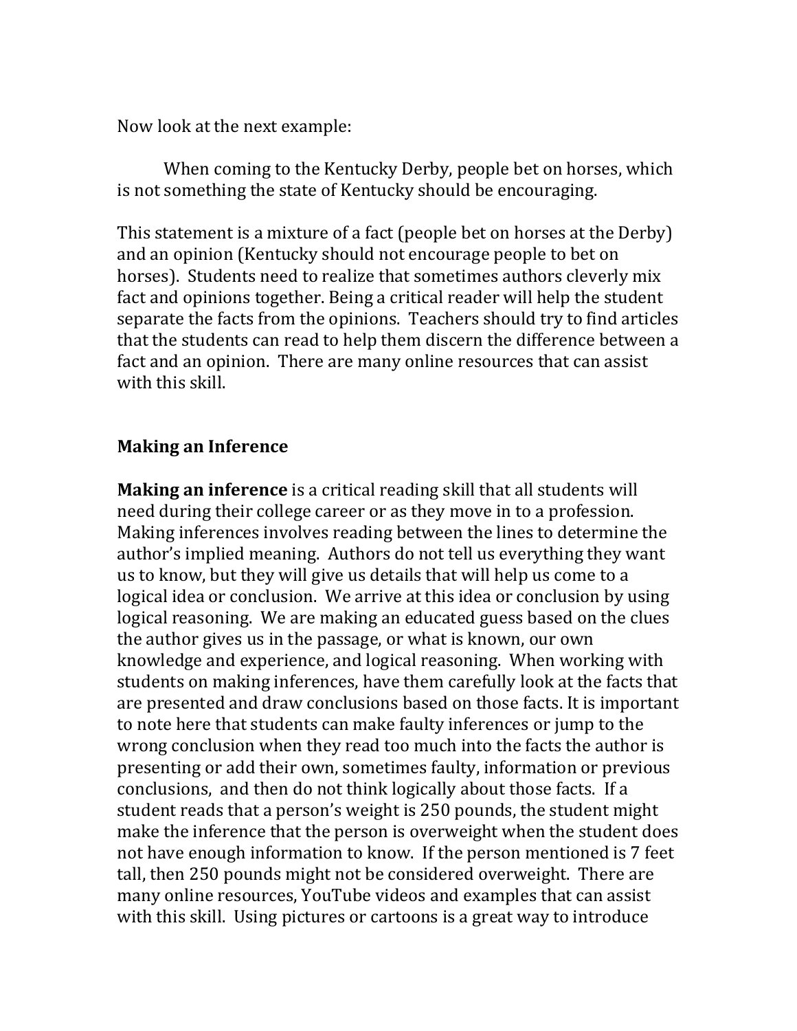Now look at the next example:

> When coming to the Kentucky Derby, people bet on horses, which is not something the state of Kentucky should be encouraging.

This statement is a mixture of a fact (people bet on horses at the Derby) and an opinion (Kentucky should not encourage people to bet on horses). Students need to realize that sometimes authors cleverly mix fact and opinions together. Being a critical reader will help the student separate the facts from the opinions. Teachers should try to find articles that the students can read to help them discern the difference between a fact and an opinion. There are many online resources that can assist with this skill.

## Making an Inference

**Making an inference** is a critical reading skill that all students will need during their college career or as they move in to a profession. Making inferences involves reading between the lines to determine the author's implied meaning. Authors do not tell us everything they want us to know, but they will give us details that will help us come to a logical idea or conclusion. We arrive at this idea or conclusion by using logical reasoning. We are making an educated guess based on the clues the author gives us in the passage, or what is known, our own knowledge and experience, and logical reasoning. When working with students on making inferences, have them carefully look at the facts that are presented and draw conclusions based on those facts. It is important to note here that students can make faulty inferences or jump to the wrong conclusion when they read too much into the facts the author is presenting or add their own, sometimes faulty, information or previous conclusions, and then do not think logically about those facts. If a student reads that a person's weight is 250 pounds, the student might make the inference that the person is overweight when the student does not have enough information to know. If the person mentioned is 7 feet tall, then 250 pounds might not be considered overweight. There are many online resources, YouTube videos and examples that can assist with this skill. Using pictures or cartoons is a great way to introduce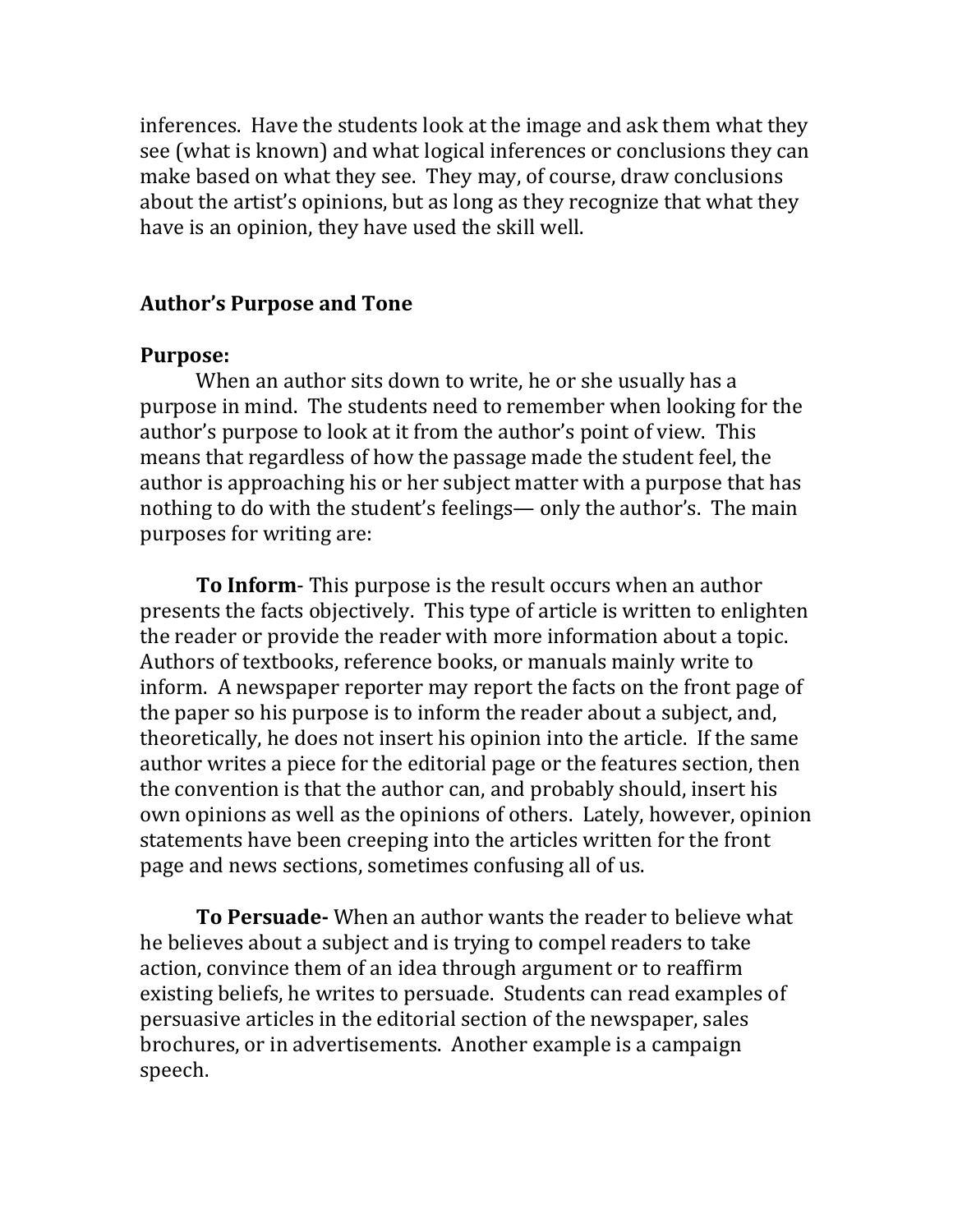inferences. Have the students look at the image and ask them what they see (what is known) and what logical inferences or conclusions they can make based on what they see. They may, of course, draw conclusions about the artist's opinions, but as long as they recognize that what they have is an opinion, they have used the skill well.

## Author's Purpose and Tone

### Purpose:

When an author sits down to write, he or she usually has a purpose in mind. The students need to remember when looking for the author's purpose to look at it from the author's point of view. This means that regardless of how the passage made the student feel, the author is approaching his or her subject matter with a purpose that has nothing to do with the student's feelings— only the author's. The main purposes for writing are:

**To Inform**- This purpose is the result occurs when an author presents the facts objectively. This type of article is written to enlighten the reader or provide the reader with more information about a topic. Authors of textbooks, reference books, or manuals mainly write to inform. A newspaper reporter may report the facts on the front page of the paper so his purpose is to inform the reader about a subject, and, theoretically, he does not insert his opinion into the article. If the same author writes a piece for the editorial page or the features section, then the convention is that the author can, and probably should, insert his own opinions as well as the opinions of others. Lately, however, opinion statements have been creeping into the articles written for the front page and news sections, sometimes confusing all of us.

**To Persuade-** When an author wants the reader to believe what he believes about a subject and is trying to compel readers to take action, convince them of an idea through argument or to reaffirm existing beliefs, he writes to persuade. Students can read examples of persuasive articles in the editorial section of the newspaper, sales brochures, or in advertisements. Another example is a campaign speech.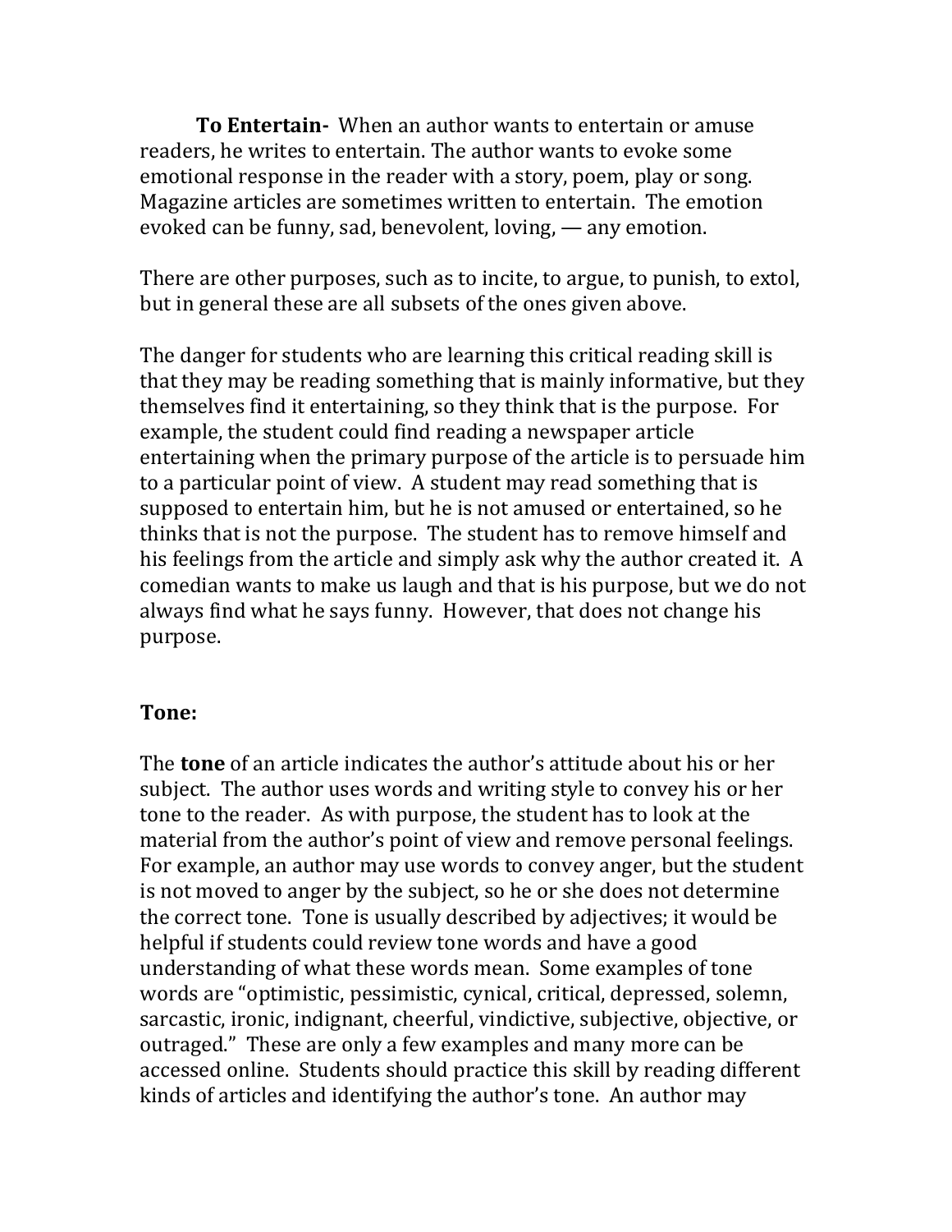**To Entertain-** When an author wants to entertain or amuse readers, he writes to entertain. The author wants to evoke some emotional response in the reader with a story, poem, play or song. Magazine articles are sometimes written to entertain. The emotion evoked can be funny, sad, benevolent, loving, — any emotion.

There are other purposes, such as to incite, to argue, to punish, to extol, but in general these are all subsets of the ones given above.

The danger for students who are learning this critical reading skill is that they may be reading something that is mainly informative, but they themselves find it entertaining, so they think that is the purpose. For example, the student could find reading a newspaper article entertaining when the primary purpose of the article is to persuade him to a particular point of view. A student may read something that is supposed to entertain him, but he is not amused or entertained, so he thinks that is not the purpose. The student has to remove himself and his feelings from the article and simply ask why the author created it. A comedian wants to make us laugh and that is his purpose, but we do not always find what he says funny. However, that does not change his purpose.

## Tone:

The **tone** of an article indicates the author's attitude about his or her subject. The author uses words and writing style to convey his or her tone to the reader. As with purpose, the student has to look at the material from the author's point of view and remove personal feelings. For example, an author may use words to convey anger, but the student is not moved to anger by the subject, so he or she does not determine the correct tone. Tone is usually described by adjectives; it would be helpful if students could review tone words and have a good understanding of what these words mean. Some examples of tone words are "optimistic, pessimistic, cynical, critical, depressed, solemn, sarcastic, ironic, indignant, cheerful, vindictive, subjective, objective, or outraged." These are only a few examples and many more can be accessed online. Students should practice this skill by reading different kinds of articles and identifying the author's tone. An author may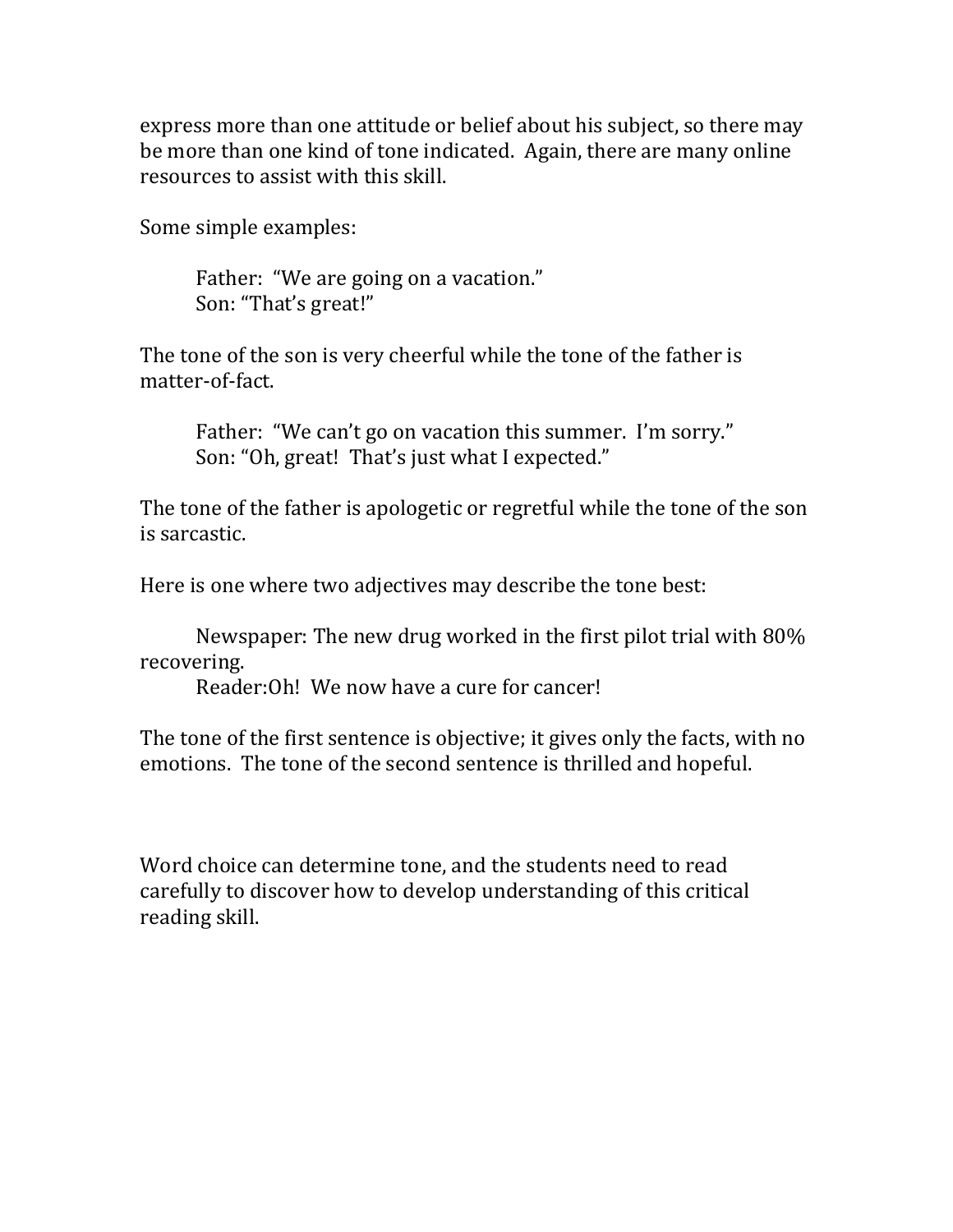express more than one attitude or belief about his subject, so there may be more than one kind of tone indicated. Again, there are many online resources to assist with this skill.

Some simple examples:

> Father: "We are going on a vacation."
> Son: "That's great!"

The tone of the son is very cheerful while the tone of the father is matter-of-fact.

> Father: "We can't go on vacation this summer. I'm sorry."
> Son: "Oh, great! That's just what I expected."

The tone of the father is apologetic or regretful while the tone of the son is sarcastic.

Here is one where two adjectives may describe the tone best:

> Newspaper: The new drug worked in the first pilot trial with 80% recovering.
> Reader:Oh! We now have a cure for cancer!

The tone of the first sentence is objective; it gives only the facts, with no emotions. The tone of the second sentence is thrilled and hopeful.

Word choice can determine tone, and the students need to read carefully to discover how to develop understanding of this critical reading skill.